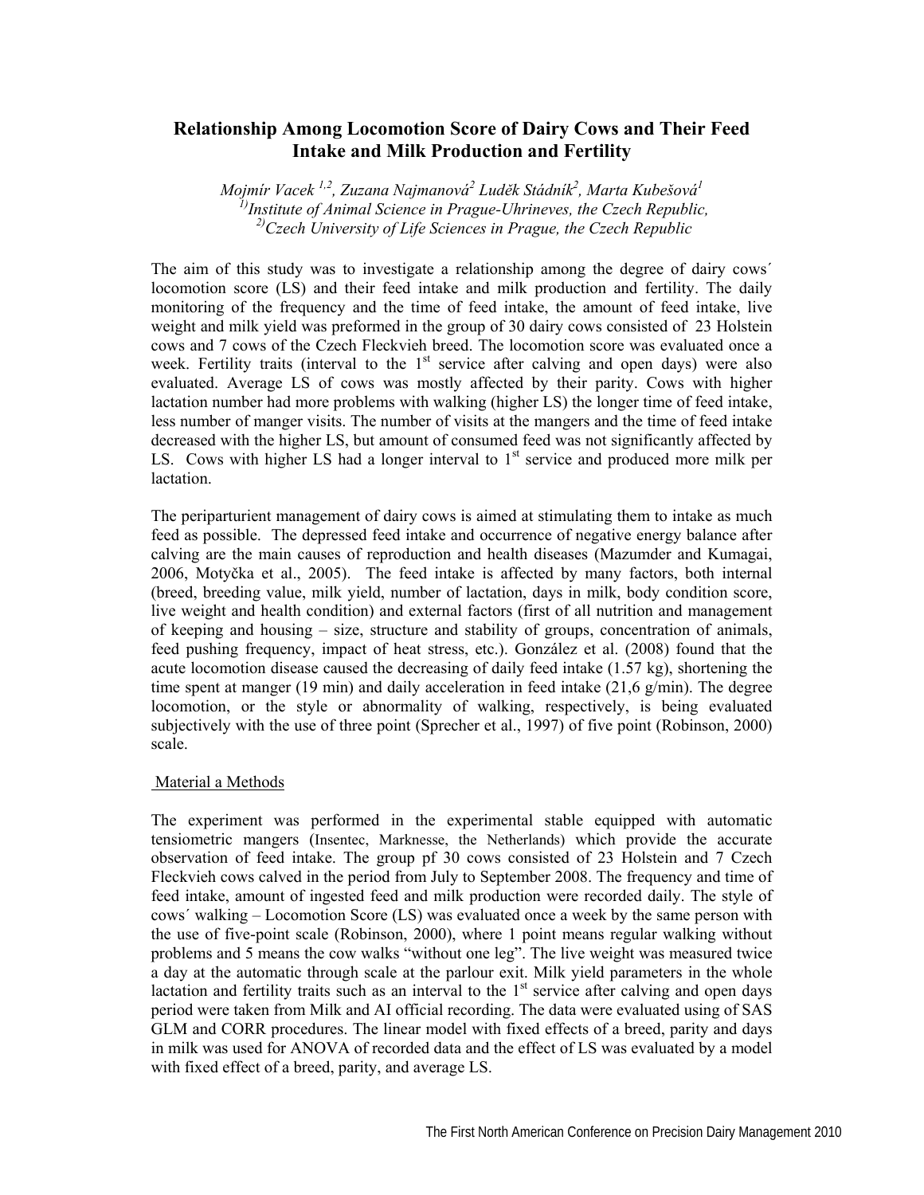# Relationship Among Locomotion Score of Dairy Cows and Their Feed Intake and Milk Production and Fertility

*Mojmír Vacek [1,2], Zuzana Najmanová[2] Luděk Stádník[2], Marta Kubešová[1]*
*[1)]Institute of Animal Science in Prague-Uhrineves, the Czech Republic,*
*[2)]Czech University of Life Sciences in Prague, the Czech Republic*

The aim of this study was to investigate a relationship among the degree of dairy cows´ locomotion score (LS) and their feed intake and milk production and fertility. The daily monitoring of the frequency and the time of feed intake, the amount of feed intake, live weight and milk yield was preformed in the group of 30 dairy cows consisted of 23 Holstein cows and 7 cows of the Czech Fleckvieh breed. The locomotion score was evaluated once a week. Fertility traits (interval to the 1st service after calving and open days) were also evaluated. Average LS of cows was mostly affected by their parity. Cows with higher lactation number had more problems with walking (higher LS) the longer time of feed intake, less number of manger visits. The number of visits at the mangers and the time of feed intake decreased with the higher LS, but amount of consumed feed was not significantly affected by LS. Cows with higher LS had a longer interval to 1st service and produced more milk per lactation.

The periparturient management of dairy cows is aimed at stimulating them to intake as much feed as possible. The depressed feed intake and occurrence of negative energy balance after calving are the main causes of reproduction and health diseases (Mazumder and Kumagai, 2006, Motyčka et al., 2005). The feed intake is affected by many factors, both internal (breed, breeding value, milk yield, number of lactation, days in milk, body condition score, live weight and health condition) and external factors (first of all nutrition and management of keeping and housing – size, structure and stability of groups, concentration of animals, feed pushing frequency, impact of heat stress, etc.). González et al. (2008) found that the acute locomotion disease caused the decreasing of daily feed intake (1.57 kg), shortening the time spent at manger (19 min) and daily acceleration in feed intake (21,6 g/min). The degree locomotion, or the style or abnormality of walking, respectively, is being evaluated subjectively with the use of three point (Sprecher et al., 1997) of five point (Robinson, 2000) scale.

## Material a Methods

The experiment was performed in the experimental stable equipped with automatic tensiometric mangers (Insentec, Marknesse, the Netherlands) which provide the accurate observation of feed intake. The group pf 30 cows consisted of 23 Holstein and 7 Czech Fleckvieh cows calved in the period from July to September 2008. The frequency and time of feed intake, amount of ingested feed and milk production were recorded daily. The style of cows´ walking – Locomotion Score (LS) was evaluated once a week by the same person with the use of five-point scale (Robinson, 2000), where 1 point means regular walking without problems and 5 means the cow walks "without one leg". The live weight was measured twice a day at the automatic through scale at the parlour exit. Milk yield parameters in the whole lactation and fertility traits such as an interval to the 1st service after calving and open days period were taken from Milk and AI official recording. The data were evaluated using of SAS GLM and CORR procedures. The linear model with fixed effects of a breed, parity and days in milk was used for ANOVA of recorded data and the effect of LS was evaluated by a model with fixed effect of a breed, parity, and average LS.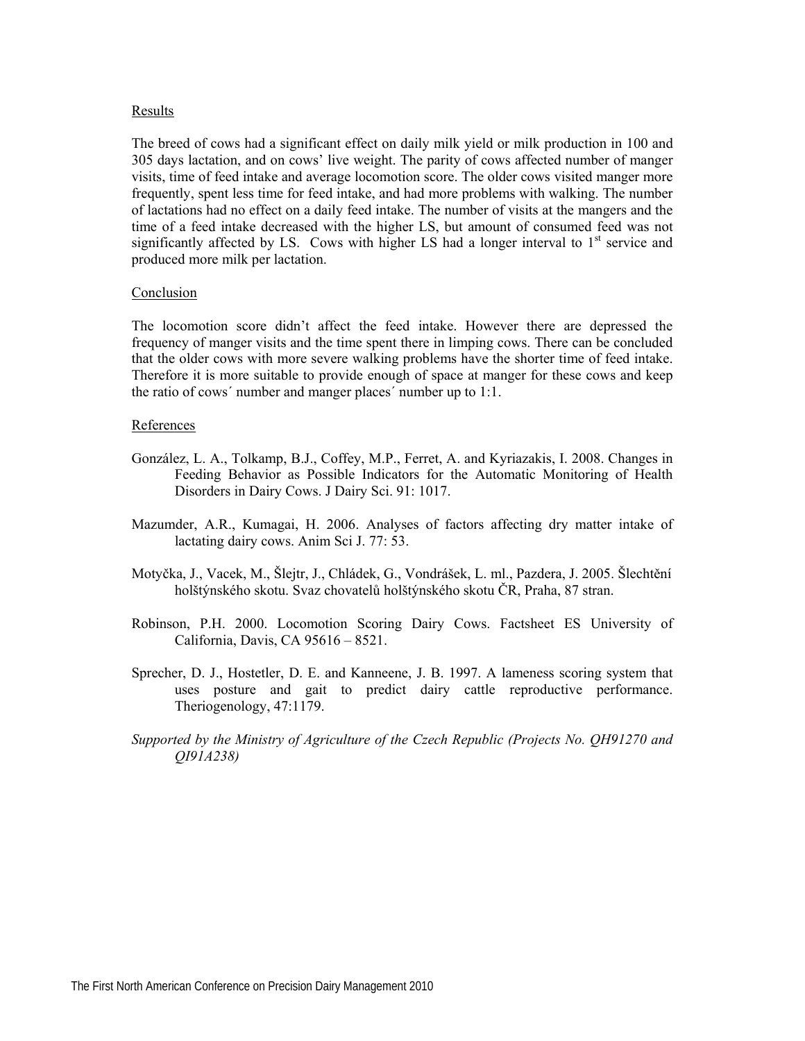## Results

The breed of cows had a significant effect on daily milk yield or milk production in 100 and 305 days lactation, and on cows' live weight. The parity of cows affected number of manger visits, time of feed intake and average locomotion score. The older cows visited manger more frequently, spent less time for feed intake, and had more problems with walking. The number of lactations had no effect on a daily feed intake. The number of visits at the mangers and the time of a feed intake decreased with the higher LS, but amount of consumed feed was not significantly affected by LS. Cows with higher LS had a longer interval to 1st service and produced more milk per lactation.

## Conclusion

The locomotion score didn't affect the feed intake. However there are depressed the frequency of manger visits and the time spent there in limping cows. There can be concluded that the older cows with more severe walking problems have the shorter time of feed intake. Therefore it is more suitable to provide enough of space at manger for these cows and keep the ratio of cows´ number and manger places´ number up to 1:1.

## References

González, L. A., Tolkamp, B.J., Coffey, M.P., Ferret, A. and Kyriazakis, I. 2008. Changes in Feeding Behavior as Possible Indicators for the Automatic Monitoring of Health Disorders in Dairy Cows. J Dairy Sci. 91: 1017.

Mazumder, A.R., Kumagai, H. 2006. Analyses of factors affecting dry matter intake of lactating dairy cows. Anim Sci J. 77: 53.

Motyčka, J., Vacek, M., Šlejtr, J., Chládek, G., Vondrášek, L. ml., Pazdera, J. 2005. Šlechtění holštýnského skotu. Svaz chovatelů holštýnského skotu ČR, Praha, 87 stran.

Robinson, P.H. 2000. Locomotion Scoring Dairy Cows. Factsheet ES University of California, Davis, CA 95616 – 8521.

Sprecher, D. J., Hostetler, D. E. and Kanneene, J. B. 1997. A lameness scoring system that uses posture and gait to predict dairy cattle reproductive performance. Theriogenology, 47:1179.

*Supported by the Ministry of Agriculture of the Czech Republic (Projects No. QH91270 and QI91A238)*